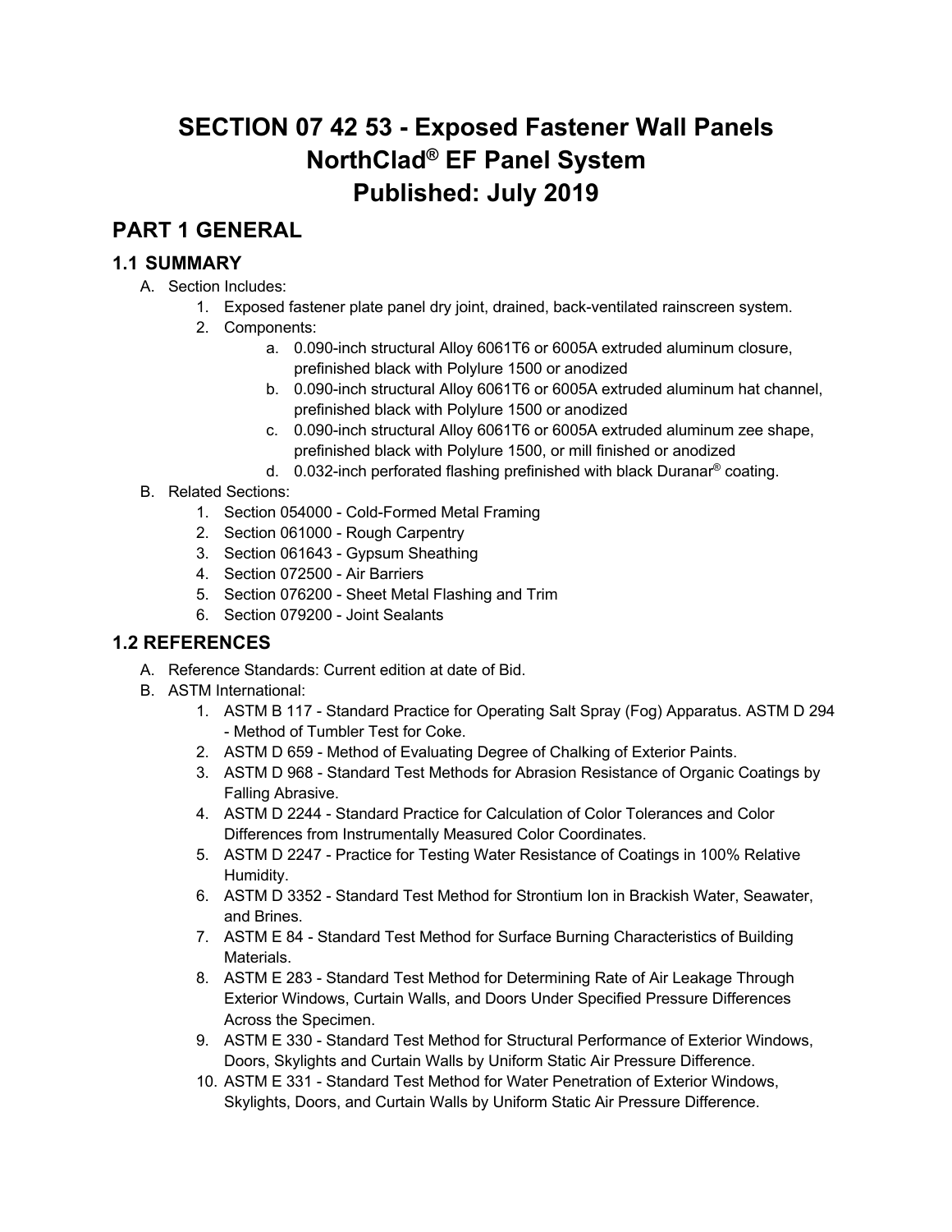# SECTION 07 42 53 - Exposed Fastener Wall Panels NorthClad® EF Panel System Published: July 2019

## PART 1 GENERAL

### 1.1 SUMMARY

A. Section Includes:
   1. Exposed fastener plate panel dry joint, drained, back-ventilated rainscreen system.
   2. Components:
      a. 0.090-inch structural Alloy 6061T6 or 6005A extruded aluminum closure, prefinished black with Polylure 1500 or anodized
      b. 0.090-inch structural Alloy 6061T6 or 6005A extruded aluminum hat channel, prefinished black with Polylure 1500 or anodized
      c. 0.090-inch structural Alloy 6061T6 or 6005A extruded aluminum zee shape, prefinished black with Polylure 1500, or mill finished or anodized
      d. 0.032-inch perforated flashing prefinished with black Duranar® coating.

B. Related Sections:
   1. Section 054000 - Cold-Formed Metal Framing
   2. Section 061000 - Rough Carpentry
   3. Section 061643 - Gypsum Sheathing
   4. Section 072500 - Air Barriers
   5. Section 076200 - Sheet Metal Flashing and Trim
   6. Section 079200 - Joint Sealants

### 1.2 REFERENCES

A. Reference Standards: Current edition at date of Bid.

B. ASTM International:
   1. ASTM B 117 - Standard Practice for Operating Salt Spray (Fog) Apparatus. ASTM D 294 - Method of Tumbler Test for Coke.
   2. ASTM D 659 - Method of Evaluating Degree of Chalking of Exterior Paints.
   3. ASTM D 968 - Standard Test Methods for Abrasion Resistance of Organic Coatings by Falling Abrasive.
   4. ASTM D 2244 - Standard Practice for Calculation of Color Tolerances and Color Differences from Instrumentally Measured Color Coordinates.
   5. ASTM D 2247 - Practice for Testing Water Resistance of Coatings in 100% Relative Humidity.
   6. ASTM D 3352 - Standard Test Method for Strontium Ion in Brackish Water, Seawater, and Brines.
   7. ASTM E 84 - Standard Test Method for Surface Burning Characteristics of Building Materials.
   8. ASTM E 283 - Standard Test Method for Determining Rate of Air Leakage Through Exterior Windows, Curtain Walls, and Doors Under Specified Pressure Differences Across the Specimen.
   9. ASTM E 330 - Standard Test Method for Structural Performance of Exterior Windows, Doors, Skylights and Curtain Walls by Uniform Static Air Pressure Difference.
   10. ASTM E 331 - Standard Test Method for Water Penetration of Exterior Windows, Skylights, Doors, and Curtain Walls by Uniform Static Air Pressure Difference.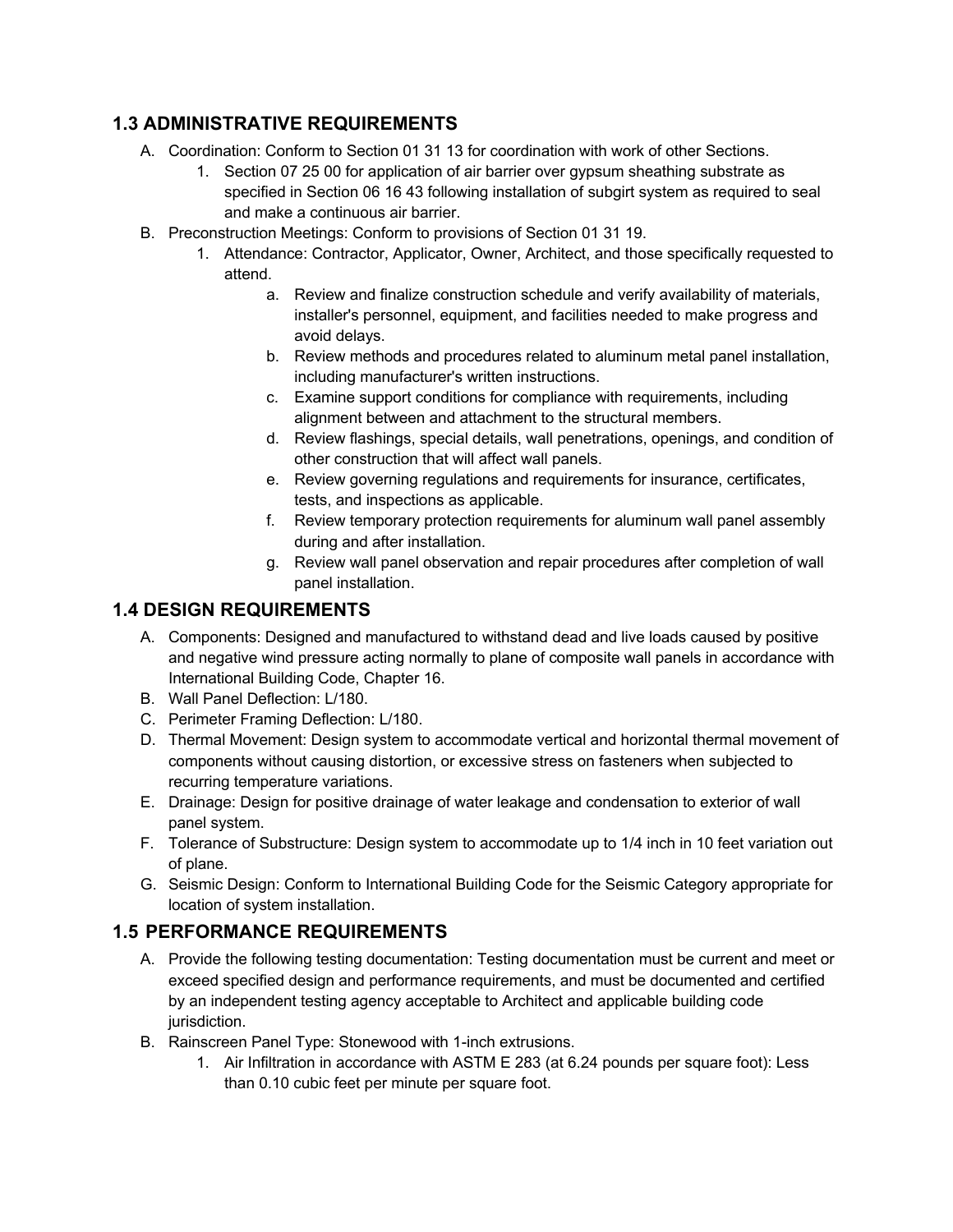## 1.3 ADMINISTRATIVE REQUIREMENTS

A. Coordination: Conform to Section 01 31 13 for coordination with work of other Sections.
   1. Section 07 25 00 for application of air barrier over gypsum sheathing substrate as specified in Section 06 16 43 following installation of subgirt system as required to seal and make a continuous air barrier.

B. Preconstruction Meetings: Conform to provisions of Section 01 31 19.
   1. Attendance: Contractor, Applicator, Owner, Architect, and those specifically requested to attend.
      a. Review and finalize construction schedule and verify availability of materials, installer's personnel, equipment, and facilities needed to make progress and avoid delays.
      b. Review methods and procedures related to aluminum metal panel installation, including manufacturer's written instructions.
      c. Examine support conditions for compliance with requirements, including alignment between and attachment to the structural members.
      d. Review flashings, special details, wall penetrations, openings, and condition of other construction that will affect wall panels.
      e. Review governing regulations and requirements for insurance, certificates, tests, and inspections as applicable.
      f. Review temporary protection requirements for aluminum wall panel assembly during and after installation.
      g. Review wall panel observation and repair procedures after completion of wall panel installation.

## 1.4 DESIGN REQUIREMENTS

A. Components: Designed and manufactured to withstand dead and live loads caused by positive and negative wind pressure acting normally to plane of composite wall panels in accordance with International Building Code, Chapter 16.

B. Wall Panel Deflection: L/180.

C. Perimeter Framing Deflection: L/180.

D. Thermal Movement: Design system to accommodate vertical and horizontal thermal movement of components without causing distortion, or excessive stress on fasteners when subjected to recurring temperature variations.

E. Drainage: Design for positive drainage of water leakage and condensation to exterior of wall panel system.

F. Tolerance of Substructure: Design system to accommodate up to 1/4 inch in 10 feet variation out of plane.

G. Seismic Design: Conform to International Building Code for the Seismic Category appropriate for location of system installation.

## 1.5 PERFORMANCE REQUIREMENTS

A. Provide the following testing documentation: Testing documentation must be current and meet or exceed specified design and performance requirements, and must be documented and certified by an independent testing agency acceptable to Architect and applicable building code jurisdiction.

B. Rainscreen Panel Type: Stonewood with 1-inch extrusions.
   1. Air Infiltration in accordance with ASTM E 283 (at 6.24 pounds per square foot): Less than 0.10 cubic feet per minute per square foot.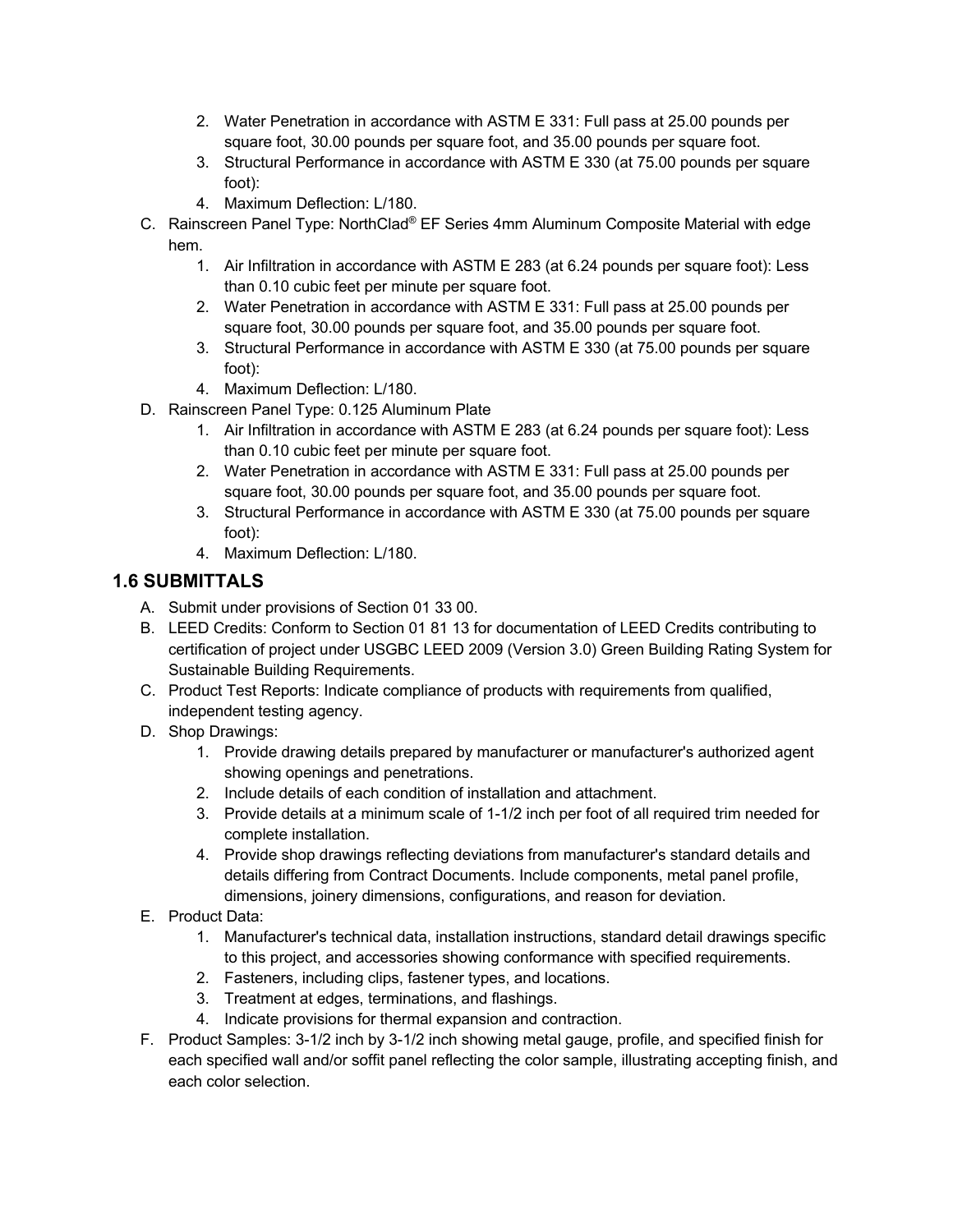2. Water Penetration in accordance with ASTM E 331: Full pass at 25.00 pounds per square foot, 30.00 pounds per square foot, and 35.00 pounds per square foot.
3. Structural Performance in accordance with ASTM E 330 (at 75.00 pounds per square foot):
4. Maximum Deflection: L/180.

C. Rainscreen Panel Type: NorthClad® EF Series 4mm Aluminum Composite Material with edge hem.
   1. Air Infiltration in accordance with ASTM E 283 (at 6.24 pounds per square foot): Less than 0.10 cubic feet per minute per square foot.
   2. Water Penetration in accordance with ASTM E 331: Full pass at 25.00 pounds per square foot, 30.00 pounds per square foot, and 35.00 pounds per square foot.
   3. Structural Performance in accordance with ASTM E 330 (at 75.00 pounds per square foot):
   4. Maximum Deflection: L/180.

D. Rainscreen Panel Type: 0.125 Aluminum Plate
   1. Air Infiltration in accordance with ASTM E 283 (at 6.24 pounds per square foot): Less than 0.10 cubic feet per minute per square foot.
   2. Water Penetration in accordance with ASTM E 331: Full pass at 25.00 pounds per square foot, 30.00 pounds per square foot, and 35.00 pounds per square foot.
   3. Structural Performance in accordance with ASTM E 330 (at 75.00 pounds per square foot):
   4. Maximum Deflection: L/180.

## 1.6 SUBMITTALS

A. Submit under provisions of Section 01 33 00.

B. LEED Credits: Conform to Section 01 81 13 for documentation of LEED Credits contributing to certification of project under USGBC LEED 2009 (Version 3.0) Green Building Rating System for Sustainable Building Requirements.

C. Product Test Reports: Indicate compliance of products with requirements from qualified, independent testing agency.

D. Shop Drawings:
   1. Provide drawing details prepared by manufacturer or manufacturer's authorized agent showing openings and penetrations.
   2. Include details of each condition of installation and attachment.
   3. Provide details at a minimum scale of 1-1/2 inch per foot of all required trim needed for complete installation.
   4. Provide shop drawings reflecting deviations from manufacturer's standard details and details differing from Contract Documents. Include components, metal panel profile, dimensions, joinery dimensions, configurations, and reason for deviation.

E. Product Data:
   1. Manufacturer's technical data, installation instructions, standard detail drawings specific to this project, and accessories showing conformance with specified requirements.
   2. Fasteners, including clips, fastener types, and locations.
   3. Treatment at edges, terminations, and flashings.
   4. Indicate provisions for thermal expansion and contraction.

F. Product Samples: 3-1/2 inch by 3-1/2 inch showing metal gauge, profile, and specified finish for each specified wall and/or soffit panel reflecting the color sample, illustrating accepting finish, and each color selection.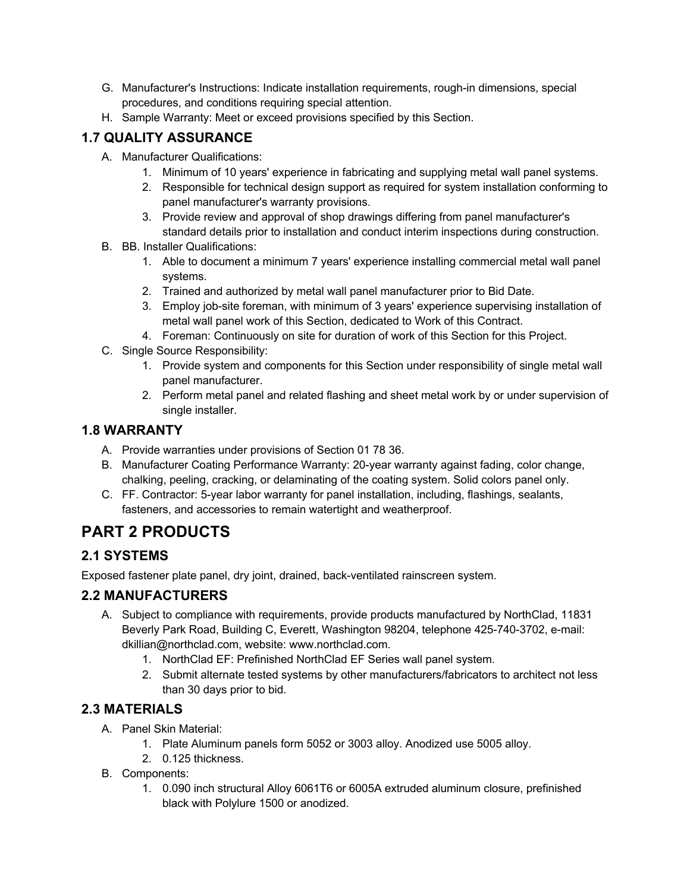G. Manufacturer's Instructions: Indicate installation requirements, rough-in dimensions, special procedures, and conditions requiring special attention.
H. Sample Warranty: Meet or exceed provisions specified by this Section.

### 1.7 QUALITY ASSURANCE

A. Manufacturer Qualifications:
   1. Minimum of 10 years' experience in fabricating and supplying metal wall panel systems.
   2. Responsible for technical design support as required for system installation conforming to panel manufacturer's warranty provisions.
   3. Provide review and approval of shop drawings differing from panel manufacturer's standard details prior to installation and conduct interim inspections during construction.

B. BB. Installer Qualifications:
   1. Able to document a minimum 7 years' experience installing commercial metal wall panel systems.
   2. Trained and authorized by metal wall panel manufacturer prior to Bid Date.
   3. Employ job-site foreman, with minimum of 3 years' experience supervising installation of metal wall panel work of this Section, dedicated to Work of this Contract.
   4. Foreman: Continuously on site for duration of work of this Section for this Project.

C. Single Source Responsibility:
   1. Provide system and components for this Section under responsibility of single metal wall panel manufacturer.
   2. Perform metal panel and related flashing and sheet metal work by or under supervision of single installer.

### 1.8 WARRANTY

A. Provide warranties under provisions of Section 01 78 36.
B. Manufacturer Coating Performance Warranty: 20-year warranty against fading, color change, chalking, peeling, cracking, or delaminating of the coating system. Solid colors panel only.
C. FF. Contractor: 5-year labor warranty for panel installation, including, flashings, sealants, fasteners, and accessories to remain watertight and weatherproof.

## PART 2 PRODUCTS

### 2.1 SYSTEMS

Exposed fastener plate panel, dry joint, drained, back-ventilated rainscreen system.

### 2.2 MANUFACTURERS

A. Subject to compliance with requirements, provide products manufactured by NorthClad, 11831 Beverly Park Road, Building C, Everett, Washington 98204, telephone 425-740-3702, e-mail: dkillian@northclad.com, website: www.northclad.com.
   1. NorthClad EF: Prefinished NorthClad EF Series wall panel system.
   2. Submit alternate tested systems by other manufacturers/fabricators to architect not less than 30 days prior to bid.

### 2.3 MATERIALS

A. Panel Skin Material:
   1. Plate Aluminum panels form 5052 or 3003 alloy. Anodized use 5005 alloy.
   2. 0.125 thickness.

B. Components:
   1. 0.090 inch structural Alloy 6061T6 or 6005A extruded aluminum closure, prefinished black with Polylure 1500 or anodized.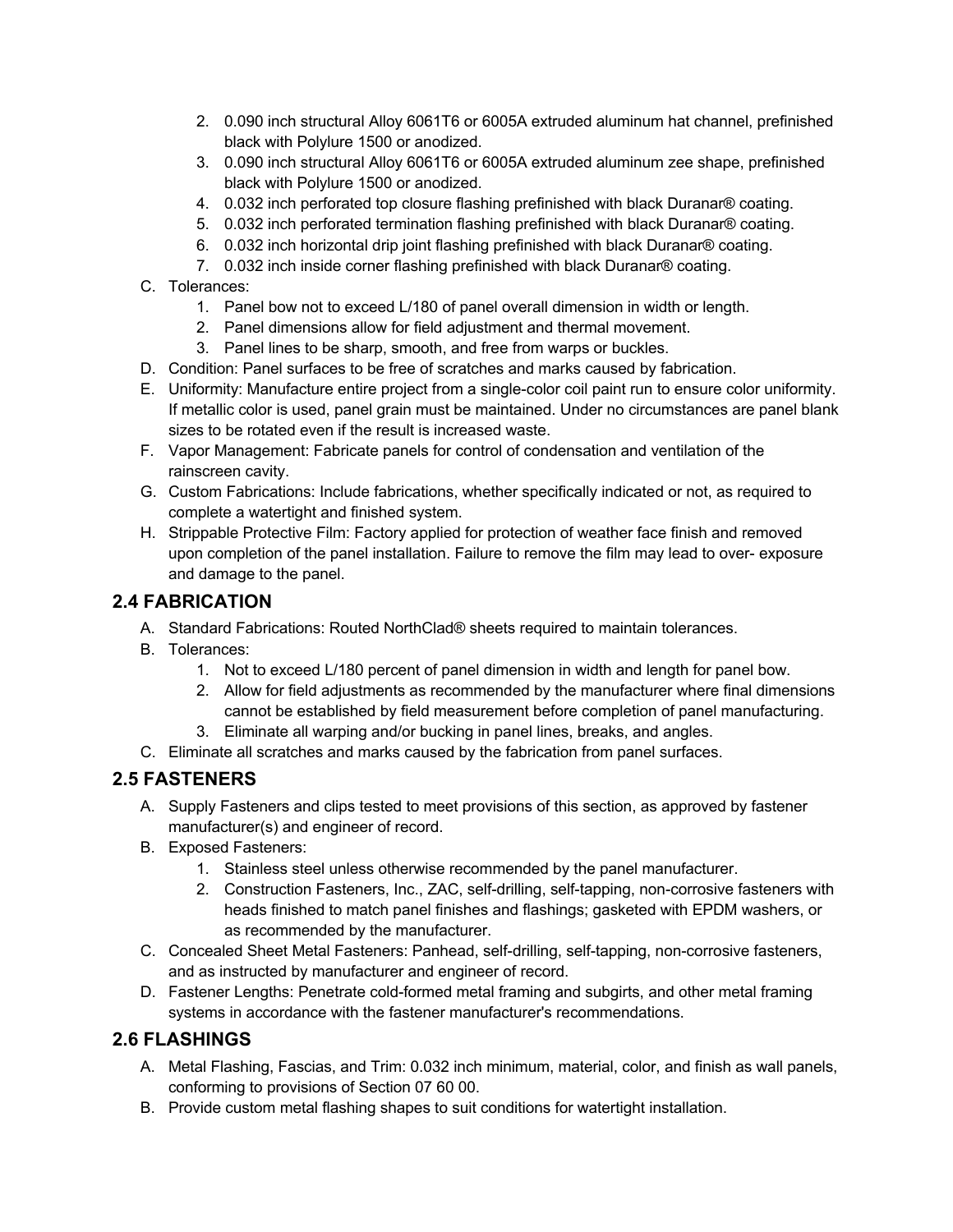2. 0.090 inch structural Alloy 6061T6 or 6005A extruded aluminum hat channel, prefinished black with Polylure 1500 or anodized.
3. 0.090 inch structural Alloy 6061T6 or 6005A extruded aluminum zee shape, prefinished black with Polylure 1500 or anodized.
4. 0.032 inch perforated top closure flashing prefinished with black Duranar® coating.
5. 0.032 inch perforated termination flashing prefinished with black Duranar® coating.
6. 0.032 inch horizontal drip joint flashing prefinished with black Duranar® coating.
7. 0.032 inch inside corner flashing prefinished with black Duranar® coating.

C. Tolerances:
   1. Panel bow not to exceed L/180 of panel overall dimension in width or length.
   2. Panel dimensions allow for field adjustment and thermal movement.
   3. Panel lines to be sharp, smooth, and free from warps or buckles.

D. Condition: Panel surfaces to be free of scratches and marks caused by fabrication.

E. Uniformity: Manufacture entire project from a single-color coil paint run to ensure color uniformity. If metallic color is used, panel grain must be maintained. Under no circumstances are panel blank sizes to be rotated even if the result is increased waste.

F. Vapor Management: Fabricate panels for control of condensation and ventilation of the rainscreen cavity.

G. Custom Fabrications: Include fabrications, whether specifically indicated or not, as required to complete a watertight and finished system.

H. Strippable Protective Film: Factory applied for protection of weather face finish and removed upon completion of the panel installation. Failure to remove the film may lead to over- exposure and damage to the panel.

## 2.4 FABRICATION

A. Standard Fabrications: Routed NorthClad® sheets required to maintain tolerances.

B. Tolerances:
   1. Not to exceed L/180 percent of panel dimension in width and length for panel bow.
   2. Allow for field adjustments as recommended by the manufacturer where final dimensions cannot be established by field measurement before completion of panel manufacturing.
   3. Eliminate all warping and/or bucking in panel lines, breaks, and angles.

C. Eliminate all scratches and marks caused by the fabrication from panel surfaces.

## 2.5 FASTENERS

A. Supply Fasteners and clips tested to meet provisions of this section, as approved by fastener manufacturer(s) and engineer of record.

B. Exposed Fasteners:
   1. Stainless steel unless otherwise recommended by the panel manufacturer.
   2. Construction Fasteners, Inc., ZAC, self-drilling, self-tapping, non-corrosive fasteners with heads finished to match panel finishes and flashings; gasketed with EPDM washers, or as recommended by the manufacturer.

C. Concealed Sheet Metal Fasteners: Panhead, self-drilling, self-tapping, non-corrosive fasteners, and as instructed by manufacturer and engineer of record.

D. Fastener Lengths: Penetrate cold-formed metal framing and subgirts, and other metal framing systems in accordance with the fastener manufacturer's recommendations.

## 2.6 FLASHINGS

A. Metal Flashing, Fascias, and Trim: 0.032 inch minimum, material, color, and finish as wall panels, conforming to provisions of Section 07 60 00.

B. Provide custom metal flashing shapes to suit conditions for watertight installation.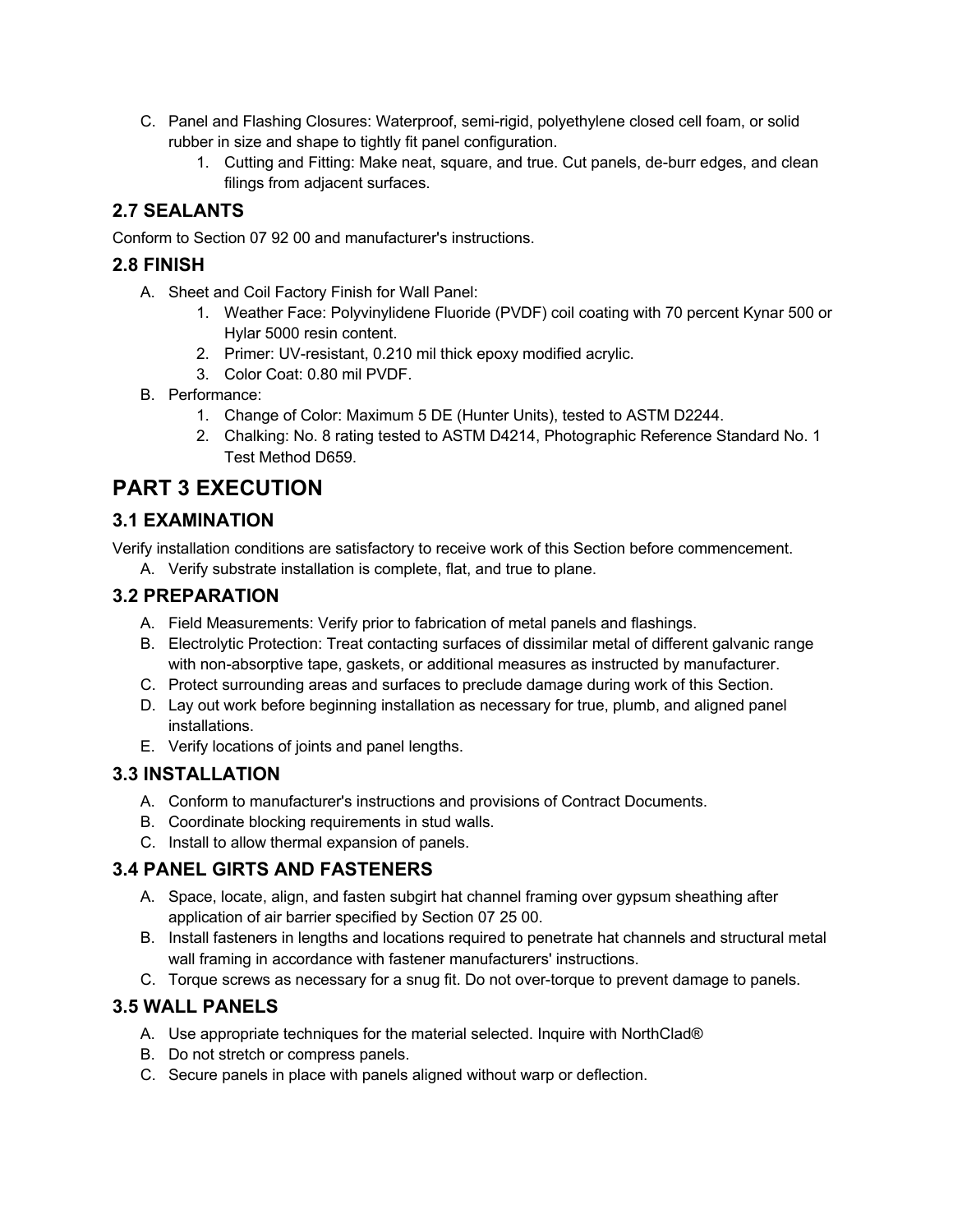C. Panel and Flashing Closures: Waterproof, semi-rigid, polyethylene closed cell foam, or solid rubber in size and shape to tightly fit panel configuration.
   1. Cutting and Fitting: Make neat, square, and true. Cut panels, de-burr edges, and clean filings from adjacent surfaces.

## 2.7 SEALANTS

Conform to Section 07 92 00 and manufacturer's instructions.

## 2.8 FINISH

A. Sheet and Coil Factory Finish for Wall Panel:
   1. Weather Face: Polyvinylidene Fluoride (PVDF) coil coating with 70 percent Kynar 500 or Hylar 5000 resin content.
   2. Primer: UV-resistant, 0.210 mil thick epoxy modified acrylic.
   3. Color Coat: 0.80 mil PVDF.

B. Performance:
   1. Change of Color: Maximum 5 DE (Hunter Units), tested to ASTM D2244.
   2. Chalking: No. 8 rating tested to ASTM D4214, Photographic Reference Standard No. 1 Test Method D659.

# PART 3 EXECUTION

## 3.1 EXAMINATION

Verify installation conditions are satisfactory to receive work of this Section before commencement.

A. Verify substrate installation is complete, flat, and true to plane.

## 3.2 PREPARATION

A. Field Measurements: Verify prior to fabrication of metal panels and flashings.
B. Electrolytic Protection: Treat contacting surfaces of dissimilar metal of different galvanic range with non-absorptive tape, gaskets, or additional measures as instructed by manufacturer.
C. Protect surrounding areas and surfaces to preclude damage during work of this Section.
D. Lay out work before beginning installation as necessary for true, plumb, and aligned panel installations.
E. Verify locations of joints and panel lengths.

## 3.3 INSTALLATION

A. Conform to manufacturer's instructions and provisions of Contract Documents.
B. Coordinate blocking requirements in stud walls.
C. Install to allow thermal expansion of panels.

## 3.4 PANEL GIRTS AND FASTENERS

A. Space, locate, align, and fasten subgirt hat channel framing over gypsum sheathing after application of air barrier specified by Section 07 25 00.
B. Install fasteners in lengths and locations required to penetrate hat channels and structural metal wall framing in accordance with fastener manufacturers' instructions.
C. Torque screws as necessary for a snug fit. Do not over-torque to prevent damage to panels.

## 3.5 WALL PANELS

A. Use appropriate techniques for the material selected. Inquire with NorthClad®
B. Do not stretch or compress panels.
C. Secure panels in place with panels aligned without warp or deflection.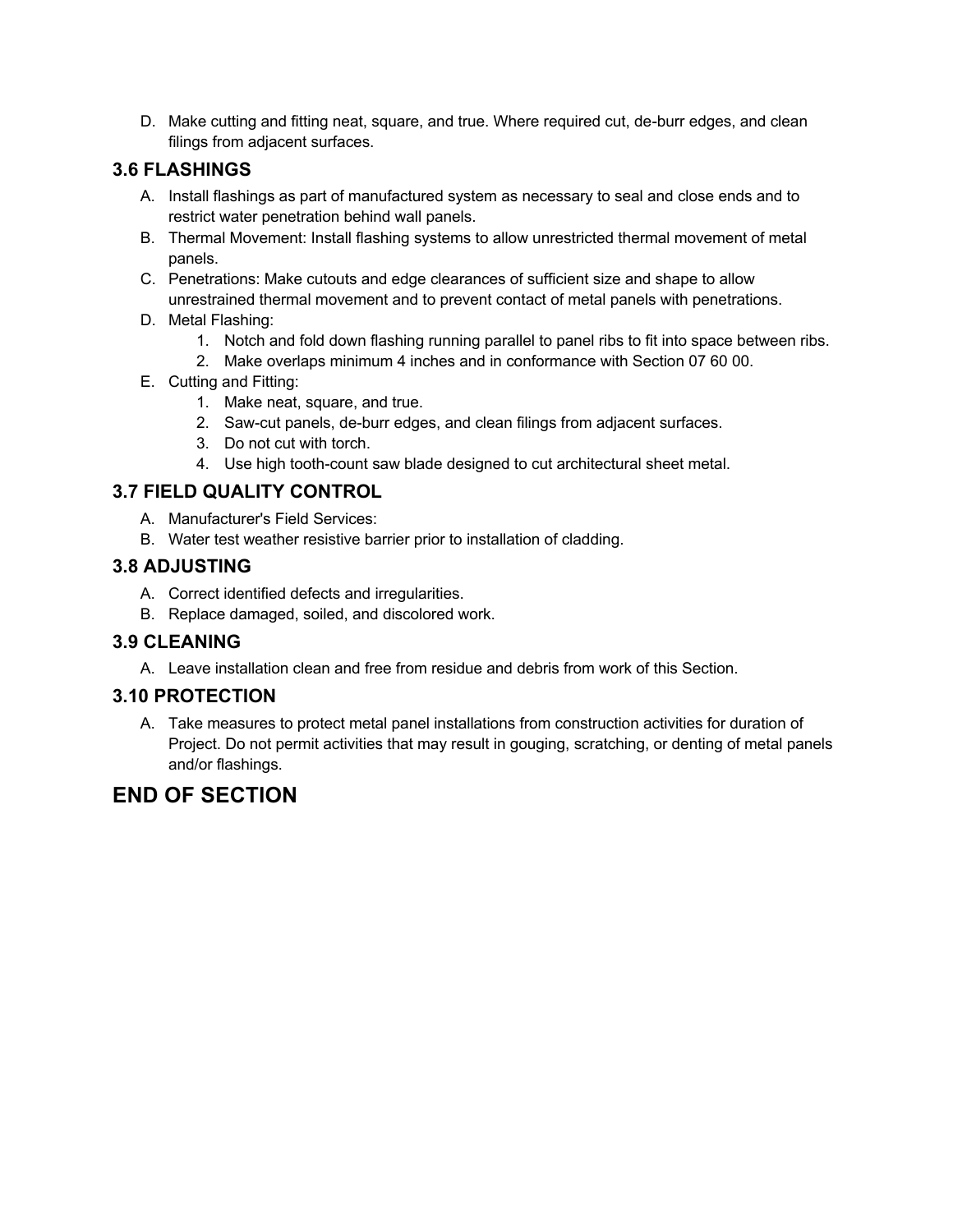D. Make cutting and fitting neat, square, and true. Where required cut, de-burr edges, and clean filings from adjacent surfaces.

### 3.6 FLASHINGS

A. Install flashings as part of manufactured system as necessary to seal and close ends and to restrict water penetration behind wall panels.

B. Thermal Movement: Install flashing systems to allow unrestricted thermal movement of metal panels.

C. Penetrations: Make cutouts and edge clearances of sufficient size and shape to allow unrestrained thermal movement and to prevent contact of metal panels with penetrations.

D. Metal Flashing:
   1. Notch and fold down flashing running parallel to panel ribs to fit into space between ribs.
   2. Make overlaps minimum 4 inches and in conformance with Section 07 60 00.

E. Cutting and Fitting:
   1. Make neat, square, and true.
   2. Saw-cut panels, de-burr edges, and clean filings from adjacent surfaces.
   3. Do not cut with torch.
   4. Use high tooth-count saw blade designed to cut architectural sheet metal.

### 3.7 FIELD QUALITY CONTROL

A. Manufacturer's Field Services:

B. Water test weather resistive barrier prior to installation of cladding.

### 3.8 ADJUSTING

A. Correct identified defects and irregularities.

B. Replace damaged, soiled, and discolored work.

### 3.9 CLEANING

A. Leave installation clean and free from residue and debris from work of this Section.

### 3.10 PROTECTION

A. Take measures to protect metal panel installations from construction activities for duration of Project. Do not permit activities that may result in gouging, scratching, or denting of metal panels and/or flashings.

## END OF SECTION